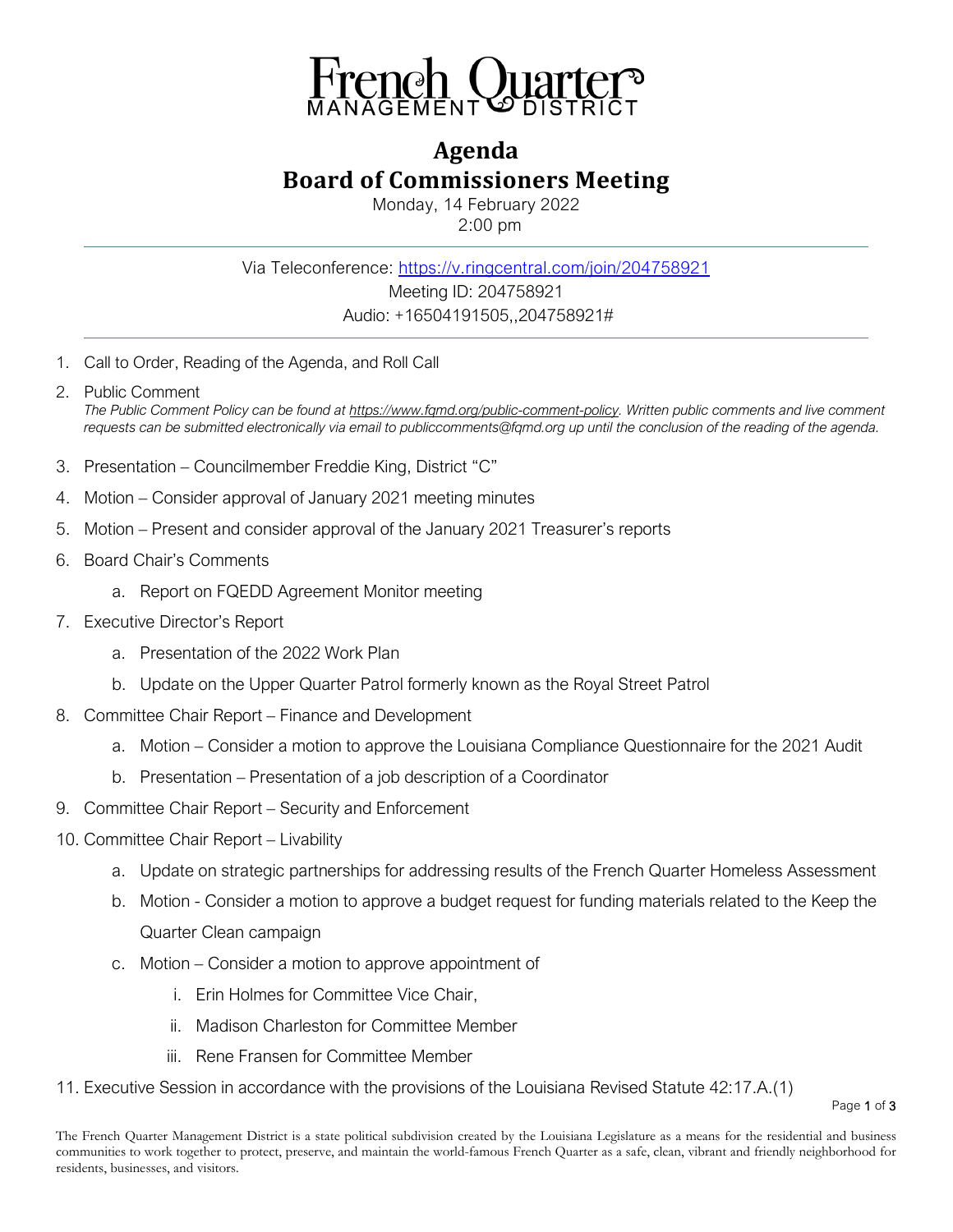French Quarter MANAGEMENT DISTRICT

# Agenda
## Board of Commissioners Meeting

Monday, 14 February 2022
2:00 pm

---

Via Teleconference: https://v.ringcentral.com/join/204758921
Meeting ID: 204758921
Audio: +16504191505,,204758921#

---

1. Call to Order, Reading of the Agenda, and Roll Call
2. Public Comment
   *The Public Comment Policy can be found at https://www.fqmd.org/public-comment-policy. Written public comments and live comment requests can be submitted electronically via email to publiccomments@fqmd.org up until the conclusion of the reading of the agenda.*
3. Presentation – Councilmember Freddie King, District "C"
4. Motion – Consider approval of January 2021 meeting minutes
5. Motion – Present and consider approval of the January 2021 Treasurer's reports
6. Board Chair's Comments
   a. Report on FQEDD Agreement Monitor meeting
7. Executive Director's Report
   a. Presentation of the 2022 Work Plan
   b. Update on the Upper Quarter Patrol formerly known as the Royal Street Patrol
8. Committee Chair Report – Finance and Development
   a. Motion – Consider a motion to approve the Louisiana Compliance Questionnaire for the 2021 Audit
   b. Presentation – Presentation of a job description of a Coordinator
9. Committee Chair Report – Security and Enforcement
10. Committee Chair Report – Livability
    a. Update on strategic partnerships for addressing results of the French Quarter Homeless Assessment
    b. Motion - Consider a motion to approve a budget request for funding materials related to the Keep the Quarter Clean campaign
    c. Motion – Consider a motion to approve appointment of
       i. Erin Holmes for Committee Vice Chair,
       ii. Madison Charleston for Committee Member
       iii. Rene Fransen for Committee Member
11. Executive Session in accordance with the provisions of the Louisiana Revised Statute 42:17.A.(1)

The French Quarter Management District is a state political subdivision created by the Louisiana Legislature as a means for the residential and business communities to work together to protect, preserve, and maintain the world-famous French Quarter as a safe, clean, vibrant and friendly neighborhood for residents, businesses, and visitors.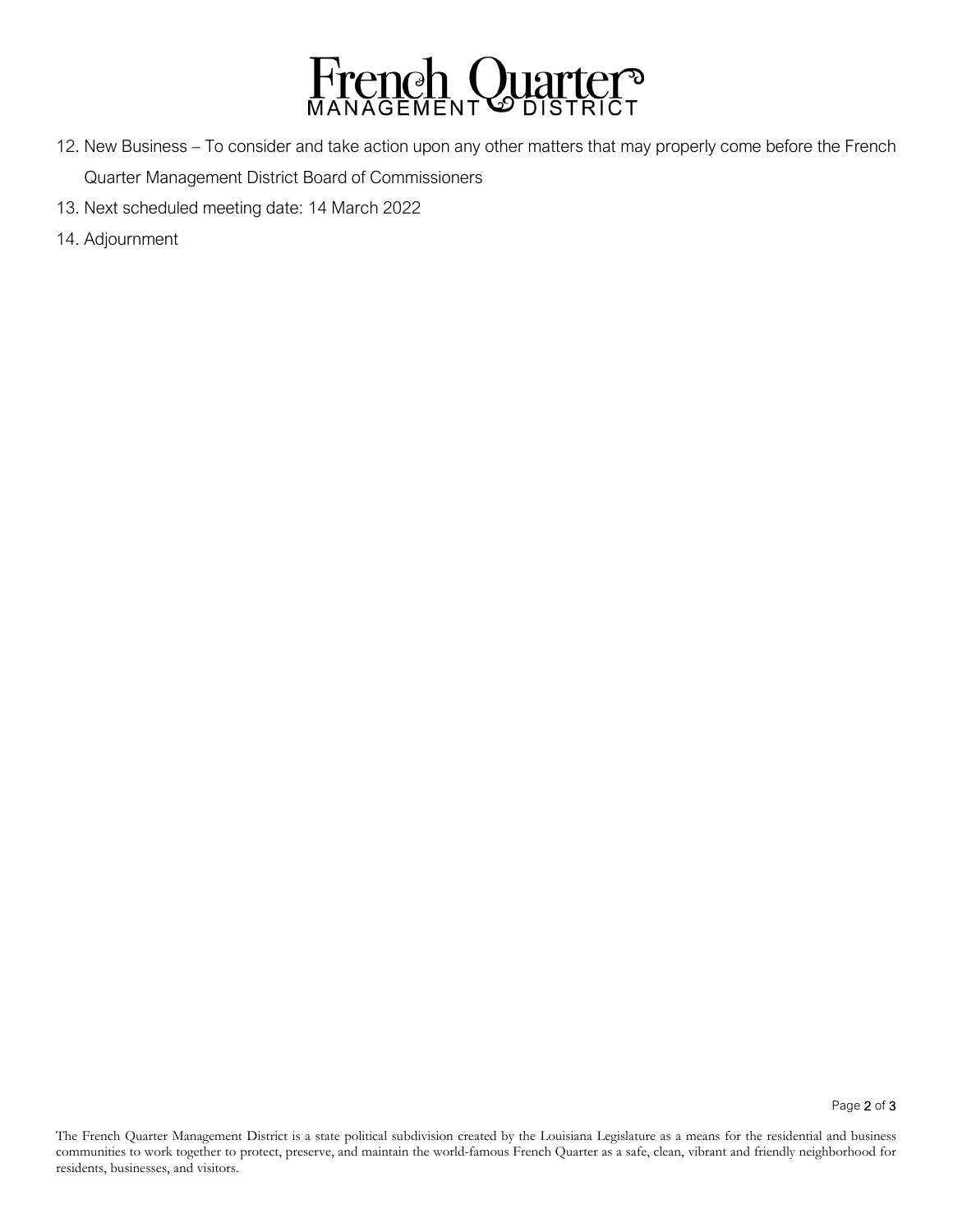12. New Business – To consider and take action upon any other matters that may properly come before the French Quarter Management District Board of Commissioners
13. Next scheduled meeting date: 14 March 2022
14. Adjournment

The French Quarter Management District is a state political subdivision created by the Louisiana Legislature as a means for the residential and business communities to work together to protect, preserve, and maintain the world-famous French Quarter as a safe, clean, vibrant and friendly neighborhood for residents, businesses, and visitors.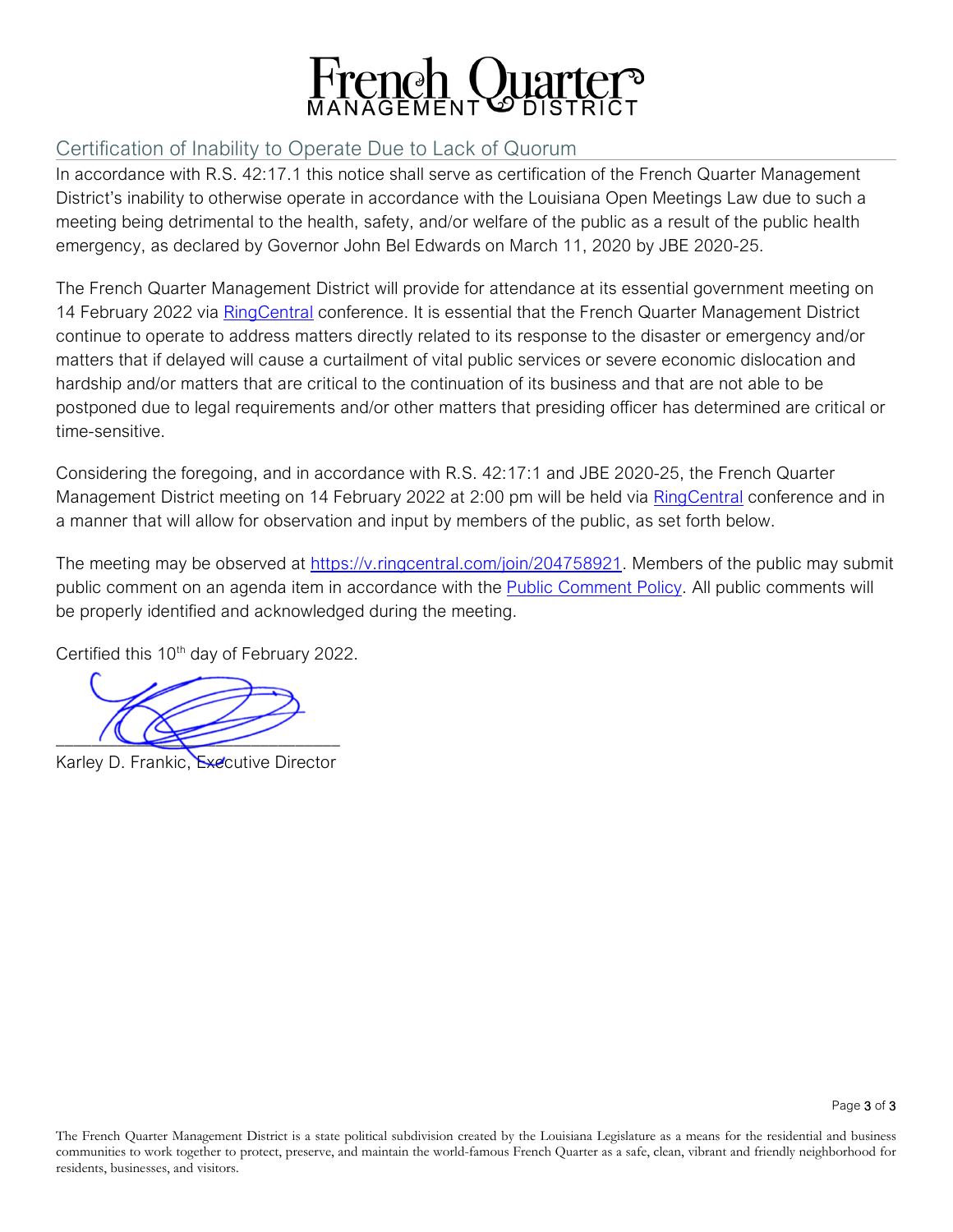# French Quarter MANAGEMENT DISTRICT

## Certification of Inability to Operate Due to Lack of Quorum

In accordance with R.S. 42:17.1 this notice shall serve as certification of the French Quarter Management District's inability to otherwise operate in accordance with the Louisiana Open Meetings Law due to such a meeting being detrimental to the health, safety, and/or welfare of the public as a result of the public health emergency, as declared by Governor John Bel Edwards on March 11, 2020 by JBE 2020-25.

The French Quarter Management District will provide for attendance at its essential government meeting on 14 February 2022 via RingCentral conference. It is essential that the French Quarter Management District continue to operate to address matters directly related to its response to the disaster or emergency and/or matters that if delayed will cause a curtailment of vital public services or severe economic dislocation and hardship and/or matters that are critical to the continuation of its business and that are not able to be postponed due to legal requirements and/or other matters that presiding officer has determined are critical or time-sensitive.

Considering the foregoing, and in accordance with R.S. 42:17:1 and JBE 2020-25, the French Quarter Management District meeting on 14 February 2022 at 2:00 pm will be held via RingCentral conference and in a manner that will allow for observation and input by members of the public, as set forth below.

The meeting may be observed at https://v.ringcentral.com/join/204758921. Members of the public may submit public comment on an agenda item in accordance with the Public Comment Policy. All public comments will be properly identified and acknowledged during the meeting.

Certified this 10th day of February 2022.

\_\_\_\_\_\_\_\_\_\_\_\_\_\_\_\_\_\_\_\_\_\_\_\_\_\_\_\_\_\_

Karley D. Frankic, Executive Director

The French Quarter Management District is a state political subdivision created by the Louisiana Legislature as a means for the residential and business communities to work together to protect, preserve, and maintain the world-famous French Quarter as a safe, clean, vibrant and friendly neighborhood for residents, businesses, and visitors.